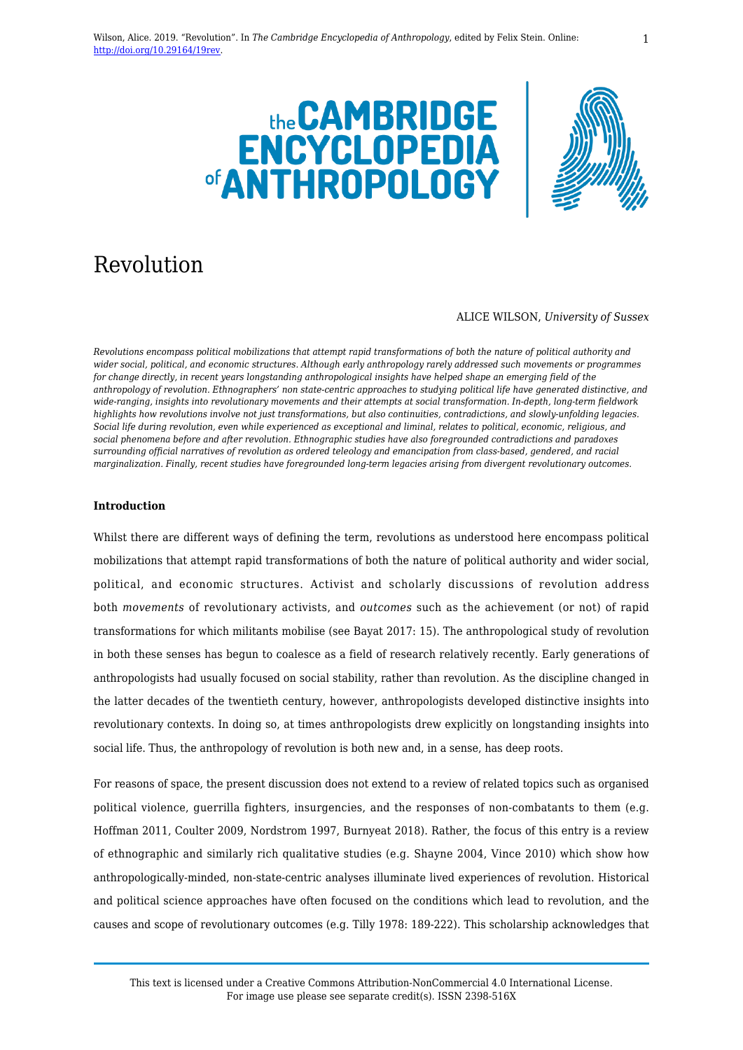Wilson, Alice. 2019. "Revolution". In *The Cambridge Encyclopedia of Anthropology*, edited by Felix Stein. Online: http://doi.org/10.29164/19rev.

# Revolution

ALICE WILSON, *University of Sussex*

*Revolutions encompass political mobilizations that attempt rapid transformations of both the nature of political authority and wider social, political, and economic structures. Although early anthropology rarely addressed such movements or programmes for change directly, in recent years longstanding anthropological insights have helped shape an emerging field of the anthropology of revolution. Ethnographers' non state-centric approaches to studying political life have generated distinctive, and wide-ranging, insights into revolutionary movements and their attempts at social transformation. In-depth, long-term fieldwork highlights how revolutions involve not just transformations, but also continuities, contradictions, and slowly-unfolding legacies. Social life during revolution, even while experienced as exceptional and liminal, relates to political, economic, religious, and social phenomena before and after revolution. Ethnographic studies have also foregrounded contradictions and paradoxes surrounding official narratives of revolution as ordered teleology and emancipation from class-based, gendered, and racial marginalization. Finally, recent studies have foregrounded long-term legacies arising from divergent revolutionary outcomes.*

**Introduction**

Whilst there are different ways of defining the term, revolutions as understood here encompass political mobilizations that attempt rapid transformations of both the nature of political authority and wider social, political, and economic structures. Activist and scholarly discussions of revolution address both *movements* of revolutionary activists, and *outcomes* such as the achievement (or not) of rapid transformations for which militants mobilise (see Bayat 2017: 15). The anthropological study of revolution in both these senses has begun to coalesce as a field of research relatively recently. Early generations of anthropologists had usually focused on social stability, rather than revolution. As the discipline changed in the latter decades of the twentieth century, however, anthropologists developed distinctive insights into revolutionary contexts. In doing so, at times anthropologists drew explicitly on longstanding insights into social life. Thus, the anthropology of revolution is both new and, in a sense, has deep roots.

For reasons of space, the present discussion does not extend to a review of related topics such as organised political violence, guerrilla fighters, insurgencies, and the responses of non-combatants to them (e.g. Hoffman 2011, Coulter 2009, Nordstrom 1997, Burnyeat 2018). Rather, the focus of this entry is a review of ethnographic and similarly rich qualitative studies (e.g. Shayne 2004, Vince 2010) which show how anthropologically-minded, non-state-centric analyses illuminate lived experiences of revolution. Historical and political science approaches have often focused on the conditions which lead to revolution, and the causes and scope of revolutionary outcomes (e.g. Tilly 1978: 189-222). This scholarship acknowledges that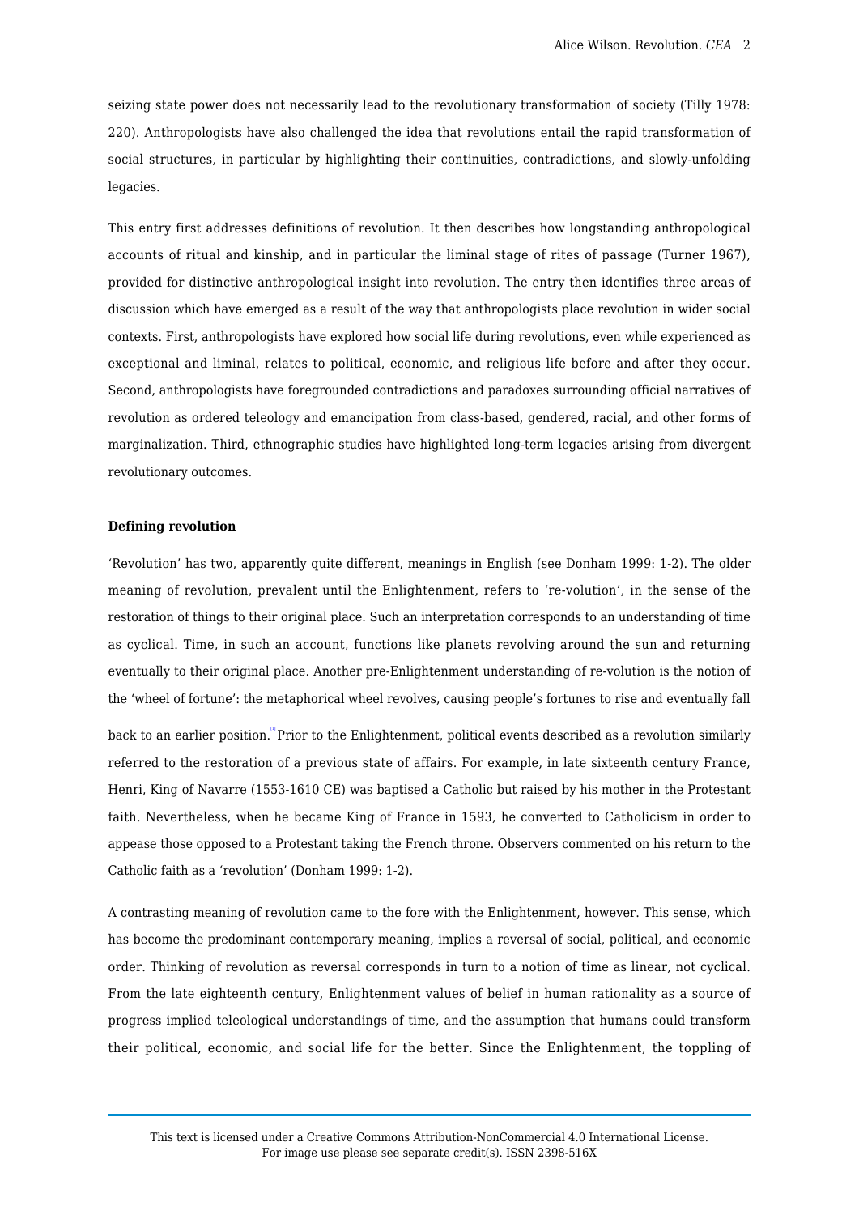seizing state power does not necessarily lead to the revolutionary transformation of society (Tilly 1978: 220). Anthropologists have also challenged the idea that revolutions entail the rapid transformation of social structures, in particular by highlighting their continuities, contradictions, and slowly-unfolding legacies.

This entry first addresses definitions of revolution. It then describes how longstanding anthropological accounts of ritual and kinship, and in particular the liminal stage of rites of passage (Turner 1967), provided for distinctive anthropological insight into revolution. The entry then identifies three areas of discussion which have emerged as a result of the way that anthropologists place revolution in wider social contexts. First, anthropologists have explored how social life during revolutions, even while experienced as exceptional and liminal, relates to political, economic, and religious life before and after they occur. Second, anthropologists have foregrounded contradictions and paradoxes surrounding official narratives of revolution as ordered teleology and emancipation from class-based, gendered, racial, and other forms of marginalization. Third, ethnographic studies have highlighted long-term legacies arising from divergent revolutionary outcomes.

**Defining revolution**

'Revolution' has two, apparently quite different, meanings in English (see Donham 1999: 1-2). The older meaning of revolution, prevalent until the Enlightenment, refers to 're-volution', in the sense of the restoration of things to their original place. Such an interpretation corresponds to an understanding of time as cyclical. Time, in such an account, functions like planets revolving around the sun and returning eventually to their original place. Another pre-Enlightenment understanding of re-volution is the notion of the 'wheel of fortune': the metaphorical wheel revolves, causing people's fortunes to rise and eventually fall back to an earlier position.[i] Prior to the Enlightenment, political events described as a revolution similarly referred to the restoration of a previous state of affairs. For example, in late sixteenth century France, Henri, King of Navarre (1553-1610 CE) was baptised a Catholic but raised by his mother in the Protestant faith. Nevertheless, when he became King of France in 1593, he converted to Catholicism in order to appease those opposed to a Protestant taking the French throne. Observers commented on his return to the Catholic faith as a 'revolution' (Donham 1999: 1-2).

A contrasting meaning of revolution came to the fore with the Enlightenment, however. This sense, which has become the predominant contemporary meaning, implies a reversal of social, political, and economic order. Thinking of revolution as reversal corresponds in turn to a notion of time as linear, not cyclical. From the late eighteenth century, Enlightenment values of belief in human rationality as a source of progress implied teleological understandings of time, and the assumption that humans could transform their political, economic, and social life for the better. Since the Enlightenment, the toppling of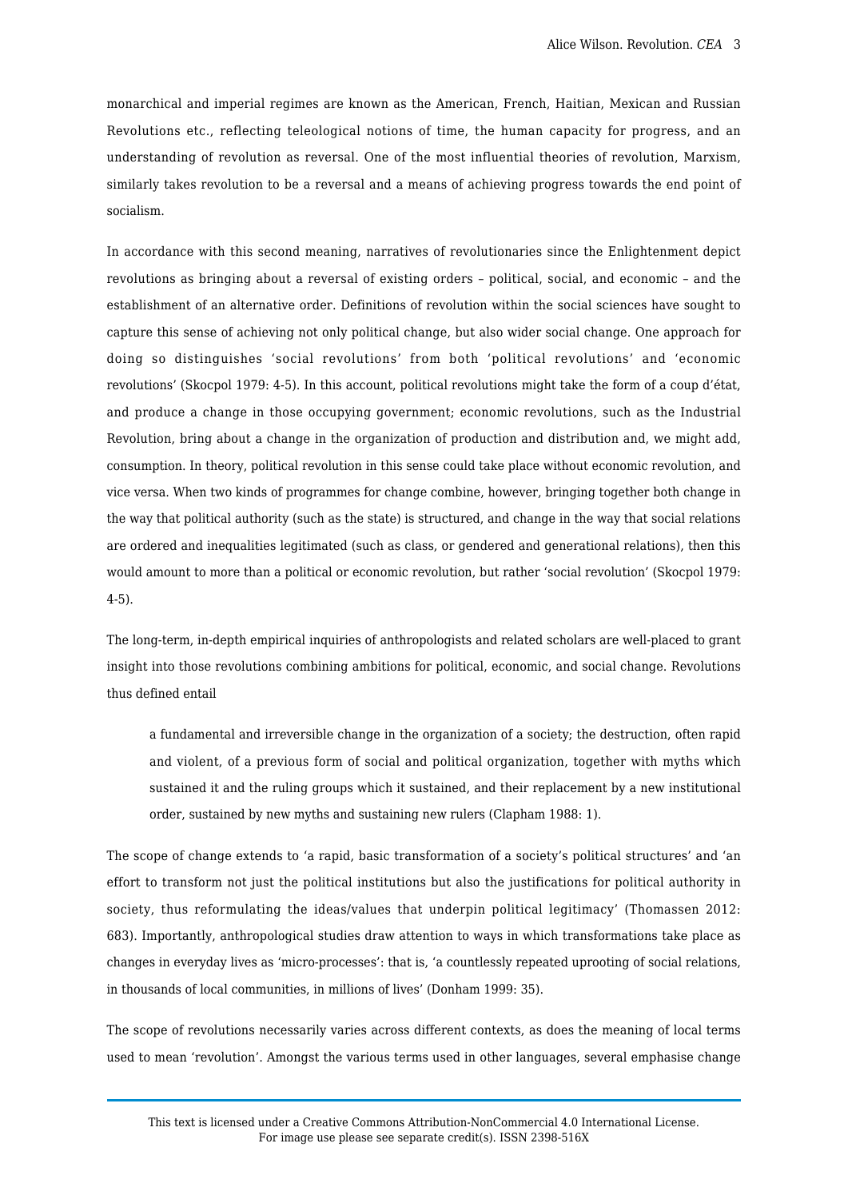monarchical and imperial regimes are known as the American, French, Haitian, Mexican and Russian Revolutions etc., reflecting teleological notions of time, the human capacity for progress, and an understanding of revolution as reversal. One of the most influential theories of revolution, Marxism, similarly takes revolution to be a reversal and a means of achieving progress towards the end point of socialism.

In accordance with this second meaning, narratives of revolutionaries since the Enlightenment depict revolutions as bringing about a reversal of existing orders – political, social, and economic – and the establishment of an alternative order. Definitions of revolution within the social sciences have sought to capture this sense of achieving not only political change, but also wider social change. One approach for doing so distinguishes 'social revolutions' from both 'political revolutions' and 'economic revolutions' (Skocpol 1979: 4-5). In this account, political revolutions might take the form of a coup d'état, and produce a change in those occupying government; economic revolutions, such as the Industrial Revolution, bring about a change in the organization of production and distribution and, we might add, consumption. In theory, political revolution in this sense could take place without economic revolution, and vice versa. When two kinds of programmes for change combine, however, bringing together both change in the way that political authority (such as the state) is structured, and change in the way that social relations are ordered and inequalities legitimated (such as class, or gendered and generational relations), then this would amount to more than a political or economic revolution, but rather 'social revolution' (Skocpol 1979: 4-5).

The long-term, in-depth empirical inquiries of anthropologists and related scholars are well-placed to grant insight into those revolutions combining ambitions for political, economic, and social change. Revolutions thus defined entail

> a fundamental and irreversible change in the organization of a society; the destruction, often rapid and violent, of a previous form of social and political organization, together with myths which sustained it and the ruling groups which it sustained, and their replacement by a new institutional order, sustained by new myths and sustaining new rulers (Clapham 1988: 1).

The scope of change extends to 'a rapid, basic transformation of a society's political structures' and 'an effort to transform not just the political institutions but also the justifications for political authority in society, thus reformulating the ideas/values that underpin political legitimacy' (Thomassen 2012: 683). Importantly, anthropological studies draw attention to ways in which transformations take place as changes in everyday lives as 'micro-processes': that is, 'a countlessly repeated uprooting of social relations, in thousands of local communities, in millions of lives' (Donham 1999: 35).

The scope of revolutions necessarily varies across different contexts, as does the meaning of local terms used to mean 'revolution'. Amongst the various terms used in other languages, several emphasise change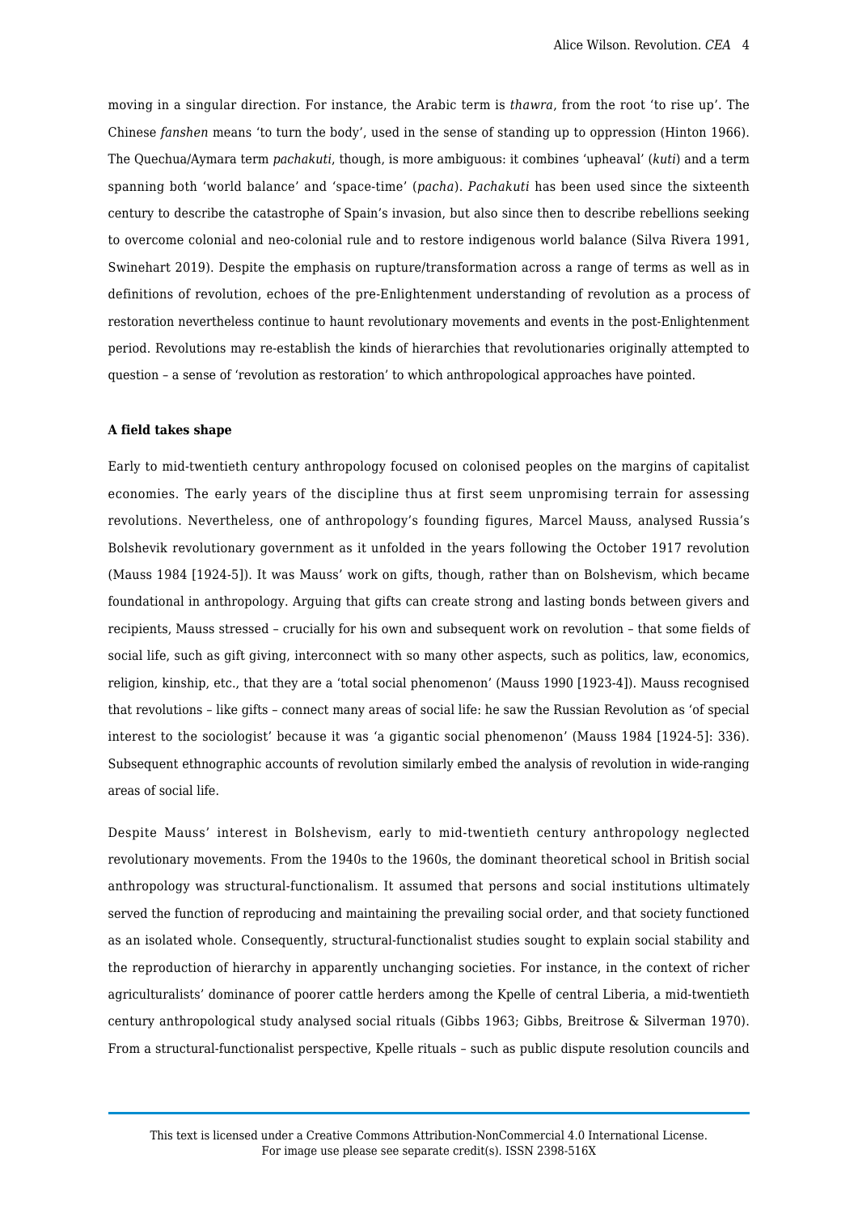moving in a singular direction. For instance, the Arabic term is *thawra*, from the root 'to rise up'. The Chinese *fanshen* means 'to turn the body', used in the sense of standing up to oppression (Hinton 1966). The Quechua/Aymara term *pachakuti*, though, is more ambiguous: it combines 'upheaval' (*kuti*) and a term spanning both 'world balance' and 'space-time' (*pacha*). *Pachakuti* has been used since the sixteenth century to describe the catastrophe of Spain's invasion, but also since then to describe rebellions seeking to overcome colonial and neo-colonial rule and to restore indigenous world balance (Silva Rivera 1991, Swinehart 2019). Despite the emphasis on rupture/transformation across a range of terms as well as in definitions of revolution, echoes of the pre-Enlightenment understanding of revolution as a process of restoration nevertheless continue to haunt revolutionary movements and events in the post-Enlightenment period. Revolutions may re-establish the kinds of hierarchies that revolutionaries originally attempted to question – a sense of 'revolution as restoration' to which anthropological approaches have pointed.

**A field takes shape**

Early to mid-twentieth century anthropology focused on colonised peoples on the margins of capitalist economies. The early years of the discipline thus at first seem unpromising terrain for assessing revolutions. Nevertheless, one of anthropology's founding figures, Marcel Mauss, analysed Russia's Bolshevik revolutionary government as it unfolded in the years following the October 1917 revolution (Mauss 1984 [1924-5]). It was Mauss' work on gifts, though, rather than on Bolshevism, which became foundational in anthropology. Arguing that gifts can create strong and lasting bonds between givers and recipients, Mauss stressed – crucially for his own and subsequent work on revolution – that some fields of social life, such as gift giving, interconnect with so many other aspects, such as politics, law, economics, religion, kinship, etc., that they are a 'total social phenomenon' (Mauss 1990 [1923-4]). Mauss recognised that revolutions – like gifts – connect many areas of social life: he saw the Russian Revolution as 'of special interest to the sociologist' because it was 'a gigantic social phenomenon' (Mauss 1984 [1924-5]: 336). Subsequent ethnographic accounts of revolution similarly embed the analysis of revolution in wide-ranging areas of social life.

Despite Mauss' interest in Bolshevism, early to mid-twentieth century anthropology neglected revolutionary movements. From the 1940s to the 1960s, the dominant theoretical school in British social anthropology was structural-functionalism. It assumed that persons and social institutions ultimately served the function of reproducing and maintaining the prevailing social order, and that society functioned as an isolated whole. Consequently, structural-functionalist studies sought to explain social stability and the reproduction of hierarchy in apparently unchanging societies. For instance, in the context of richer agriculturalists' dominance of poorer cattle herders among the Kpelle of central Liberia, a mid-twentieth century anthropological study analysed social rituals (Gibbs 1963; Gibbs, Breitrose & Silverman 1970). From a structural-functionalist perspective, Kpelle rituals – such as public dispute resolution councils and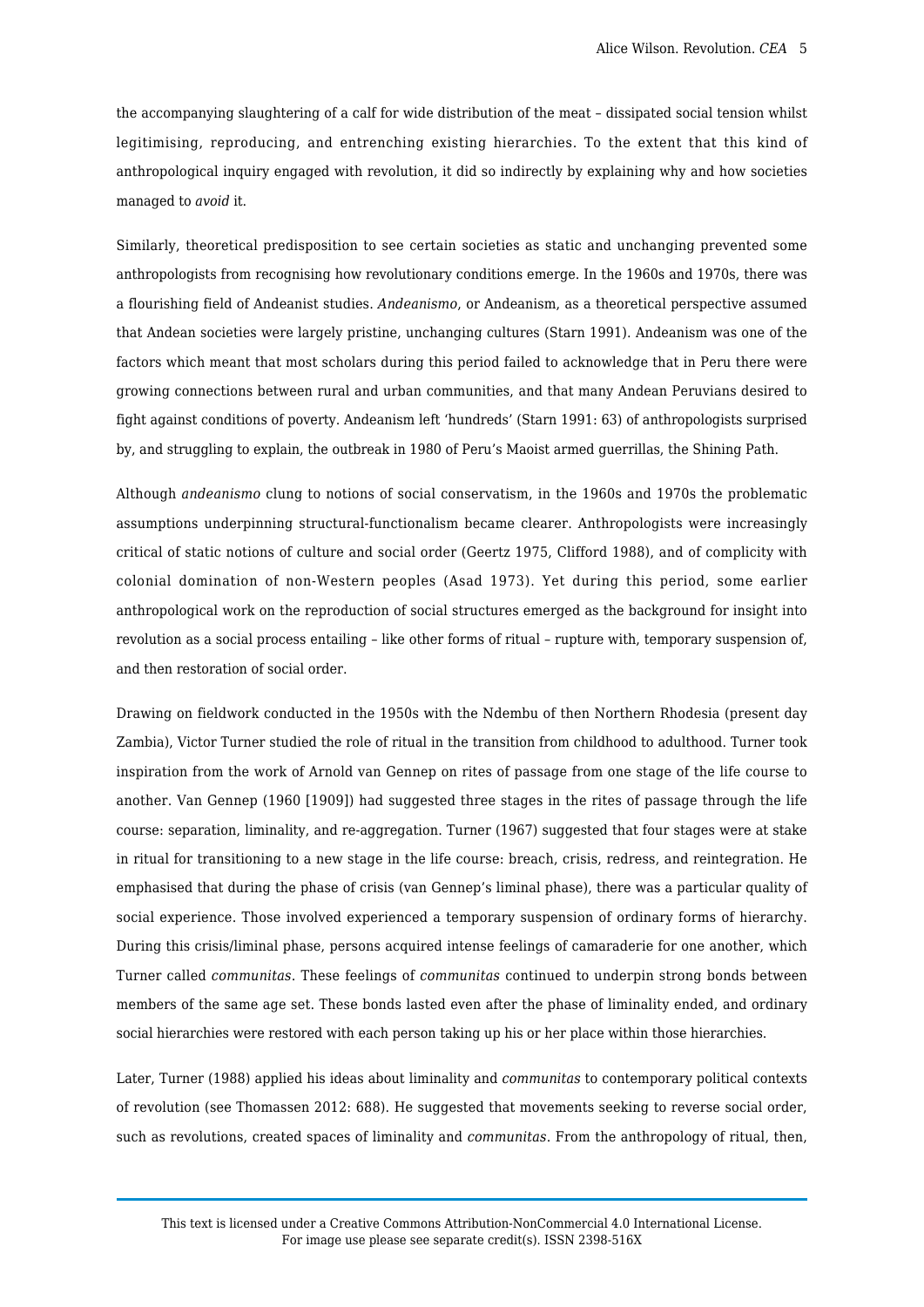the accompanying slaughtering of a calf for wide distribution of the meat – dissipated social tension whilst legitimising, reproducing, and entrenching existing hierarchies. To the extent that this kind of anthropological inquiry engaged with revolution, it did so indirectly by explaining why and how societies managed to *avoid* it.

Similarly, theoretical predisposition to see certain societies as static and unchanging prevented some anthropologists from recognising how revolutionary conditions emerge. In the 1960s and 1970s, there was a flourishing field of Andeanist studies. *Andeanismo*, or Andeanism, as a theoretical perspective assumed that Andean societies were largely pristine, unchanging cultures (Starn 1991). Andeanism was one of the factors which meant that most scholars during this period failed to acknowledge that in Peru there were growing connections between rural and urban communities, and that many Andean Peruvians desired to fight against conditions of poverty. Andeanism left 'hundreds' (Starn 1991: 63) of anthropologists surprised by, and struggling to explain, the outbreak in 1980 of Peru's Maoist armed guerrillas, the Shining Path.

Although *andeanismo* clung to notions of social conservatism, in the 1960s and 1970s the problematic assumptions underpinning structural-functionalism became clearer. Anthropologists were increasingly critical of static notions of culture and social order (Geertz 1975, Clifford 1988), and of complicity with colonial domination of non-Western peoples (Asad 1973). Yet during this period, some earlier anthropological work on the reproduction of social structures emerged as the background for insight into revolution as a social process entailing – like other forms of ritual – rupture with, temporary suspension of, and then restoration of social order.

Drawing on fieldwork conducted in the 1950s with the Ndembu of then Northern Rhodesia (present day Zambia), Victor Turner studied the role of ritual in the transition from childhood to adulthood. Turner took inspiration from the work of Arnold van Gennep on rites of passage from one stage of the life course to another. Van Gennep (1960 [1909]) had suggested three stages in the rites of passage through the life course: separation, liminality, and re-aggregation. Turner (1967) suggested that four stages were at stake in ritual for transitioning to a new stage in the life course: breach, crisis, redress, and reintegration. He emphasised that during the phase of crisis (van Gennep's liminal phase), there was a particular quality of social experience. Those involved experienced a temporary suspension of ordinary forms of hierarchy. During this crisis/liminal phase, persons acquired intense feelings of camaraderie for one another, which Turner called *communitas*. These feelings of *communitas* continued to underpin strong bonds between members of the same age set. These bonds lasted even after the phase of liminality ended, and ordinary social hierarchies were restored with each person taking up his or her place within those hierarchies.

Later, Turner (1988) applied his ideas about liminality and *communitas* to contemporary political contexts of revolution (see Thomassen 2012: 688). He suggested that movements seeking to reverse social order, such as revolutions, created spaces of liminality and *communitas*. From the anthropology of ritual, then,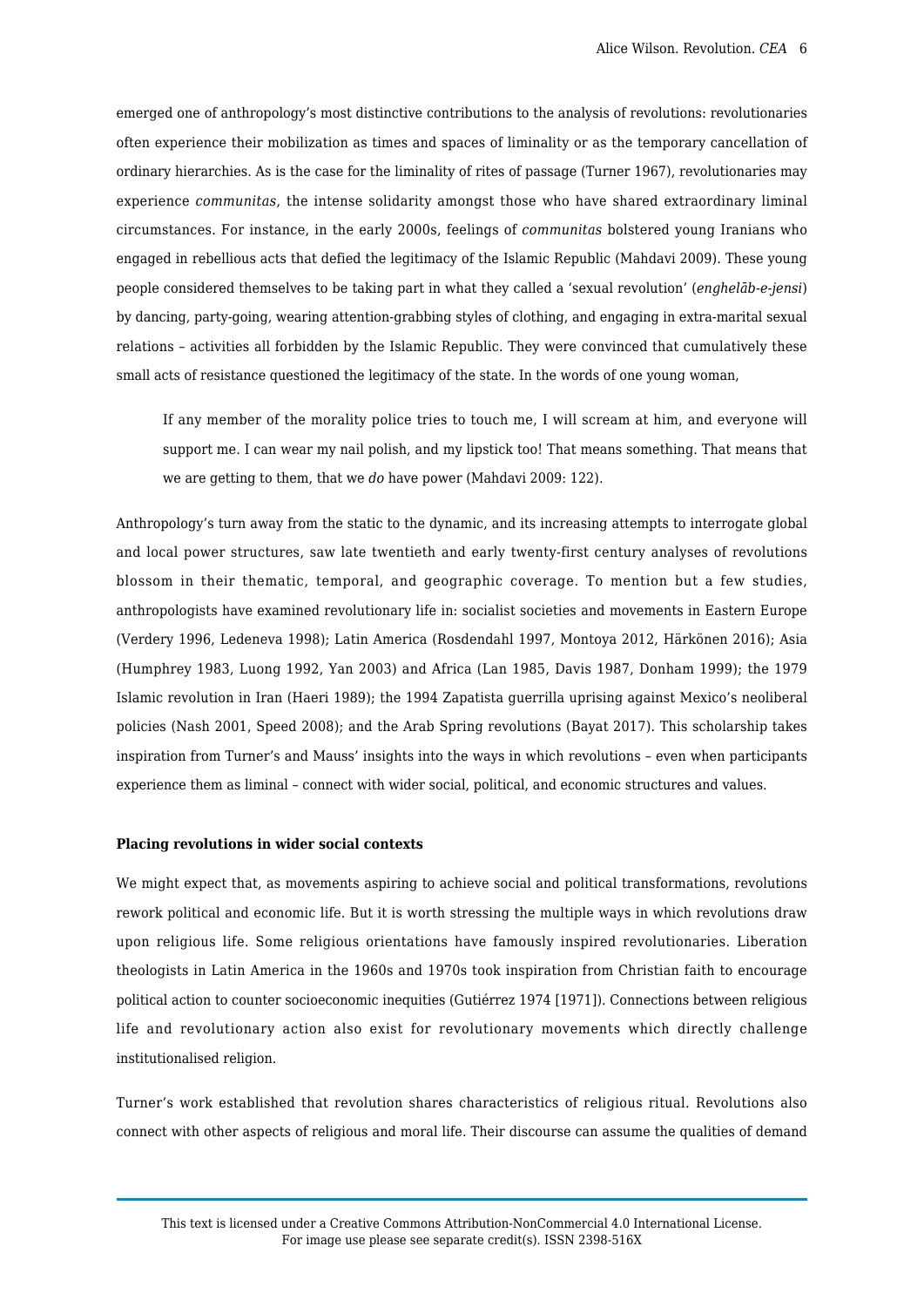emerged one of anthropology's most distinctive contributions to the analysis of revolutions: revolutionaries often experience their mobilization as times and spaces of liminality or as the temporary cancellation of ordinary hierarchies. As is the case for the liminality of rites of passage (Turner 1967), revolutionaries may experience *communitas*, the intense solidarity amongst those who have shared extraordinary liminal circumstances. For instance, in the early 2000s, feelings of *communitas* bolstered young Iranians who engaged in rebellious acts that defied the legitimacy of the Islamic Republic (Mahdavi 2009). These young people considered themselves to be taking part in what they called a 'sexual revolution' (*enghelāb-e-jensi*) by dancing, party-going, wearing attention-grabbing styles of clothing, and engaging in extra-marital sexual relations – activities all forbidden by the Islamic Republic. They were convinced that cumulatively these small acts of resistance questioned the legitimacy of the state. In the words of one young woman,

> If any member of the morality police tries to touch me, I will scream at him, and everyone will support me. I can wear my nail polish, and my lipstick too! That means something. That means that we are getting to them, that we *do* have power (Mahdavi 2009: 122).

Anthropology's turn away from the static to the dynamic, and its increasing attempts to interrogate global and local power structures, saw late twentieth and early twenty-first century analyses of revolutions blossom in their thematic, temporal, and geographic coverage. To mention but a few studies, anthropologists have examined revolutionary life in: socialist societies and movements in Eastern Europe (Verdery 1996, Ledeneva 1998); Latin America (Rosdendahl 1997, Montoya 2012, Härkönen 2016); Asia (Humphrey 1983, Luong 1992, Yan 2003) and Africa (Lan 1985, Davis 1987, Donham 1999); the 1979 Islamic revolution in Iran (Haeri 1989); the 1994 Zapatista guerrilla uprising against Mexico's neoliberal policies (Nash 2001, Speed 2008); and the Arab Spring revolutions (Bayat 2017). This scholarship takes inspiration from Turner's and Mauss' insights into the ways in which revolutions – even when participants experience them as liminal – connect with wider social, political, and economic structures and values.

**Placing revolutions in wider social contexts**

We might expect that, as movements aspiring to achieve social and political transformations, revolutions rework political and economic life. But it is worth stressing the multiple ways in which revolutions draw upon religious life. Some religious orientations have famously inspired revolutionaries. Liberation theologists in Latin America in the 1960s and 1970s took inspiration from Christian faith to encourage political action to counter socioeconomic inequities (Gutiérrez 1974 [1971]). Connections between religious life and revolutionary action also exist for revolutionary movements which directly challenge institutionalised religion.

Turner's work established that revolution shares characteristics of religious ritual. Revolutions also connect with other aspects of religious and moral life. Their discourse can assume the qualities of demand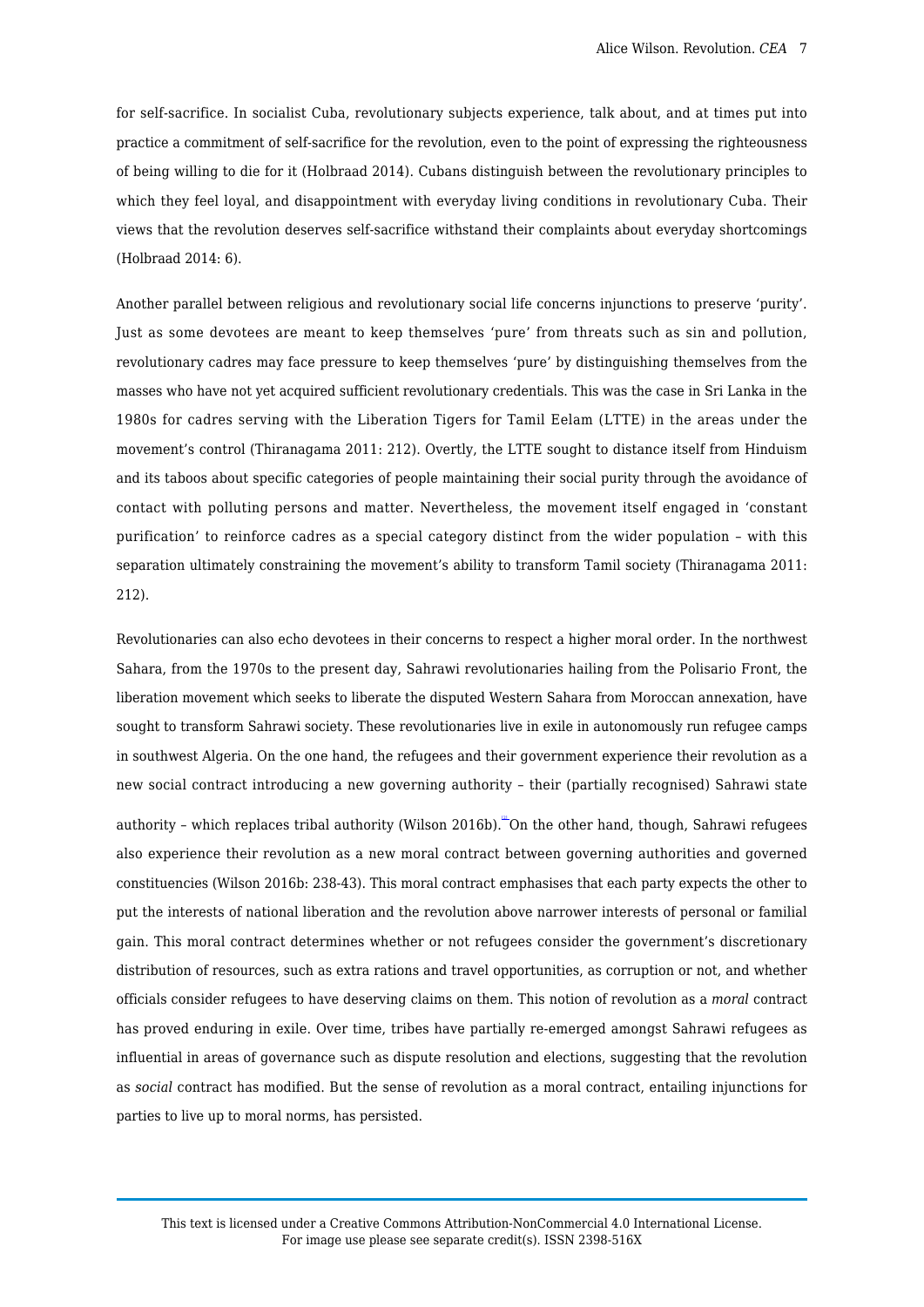for self-sacrifice. In socialist Cuba, revolutionary subjects experience, talk about, and at times put into practice a commitment of self-sacrifice for the revolution, even to the point of expressing the righteousness of being willing to die for it (Holbraad 2014). Cubans distinguish between the revolutionary principles to which they feel loyal, and disappointment with everyday living conditions in revolutionary Cuba. Their views that the revolution deserves self-sacrifice withstand their complaints about everyday shortcomings (Holbraad 2014: 6).

Another parallel between religious and revolutionary social life concerns injunctions to preserve 'purity'. Just as some devotees are meant to keep themselves 'pure' from threats such as sin and pollution, revolutionary cadres may face pressure to keep themselves 'pure' by distinguishing themselves from the masses who have not yet acquired sufficient revolutionary credentials. This was the case in Sri Lanka in the 1980s for cadres serving with the Liberation Tigers for Tamil Eelam (LTTE) in the areas under the movement's control (Thiranagama 2011: 212). Overtly, the LTTE sought to distance itself from Hinduism and its taboos about specific categories of people maintaining their social purity through the avoidance of contact with polluting persons and matter. Nevertheless, the movement itself engaged in 'constant purification' to reinforce cadres as a special category distinct from the wider population – with this separation ultimately constraining the movement's ability to transform Tamil society (Thiranagama 2011: 212).

Revolutionaries can also echo devotees in their concerns to respect a higher moral order. In the northwest Sahara, from the 1970s to the present day, Sahrawi revolutionaries hailing from the Polisario Front, the liberation movement which seeks to liberate the disputed Western Sahara from Moroccan annexation, have sought to transform Sahrawi society. These revolutionaries live in exile in autonomously run refugee camps in southwest Algeria. On the one hand, the refugees and their government experience their revolution as a new social contract introducing a new governing authority – their (partially recognised) Sahrawi state authority – which replaces tribal authority (Wilson 2016b).[iii] On the other hand, though, Sahrawi refugees also experience their revolution as a new moral contract between governing authorities and governed constituencies (Wilson 2016b: 238-43). This moral contract emphasises that each party expects the other to put the interests of national liberation and the revolution above narrower interests of personal or familial gain. This moral contract determines whether or not refugees consider the government's discretionary distribution of resources, such as extra rations and travel opportunities, as corruption or not, and whether officials consider refugees to have deserving claims on them. This notion of revolution as a *moral* contract has proved enduring in exile. Over time, tribes have partially re-emerged amongst Sahrawi refugees as influential in areas of governance such as dispute resolution and elections, suggesting that the revolution as *social* contract has modified. But the sense of revolution as a moral contract, entailing injunctions for parties to live up to moral norms, has persisted.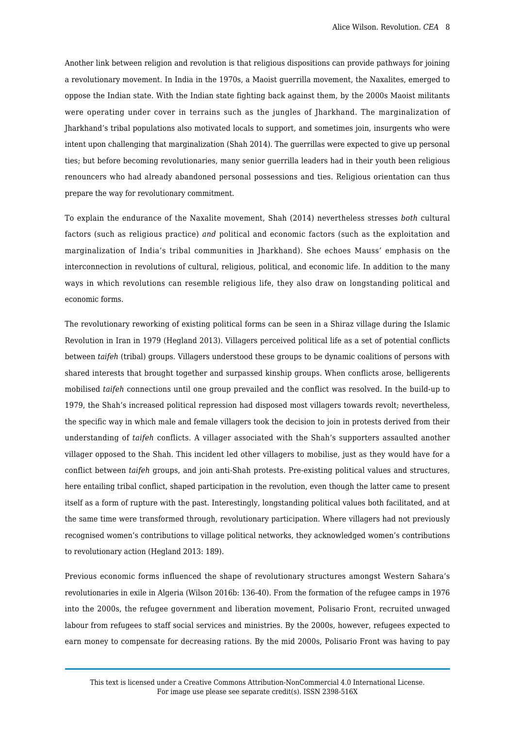Another link between religion and revolution is that religious dispositions can provide pathways for joining a revolutionary movement. In India in the 1970s, a Maoist guerrilla movement, the Naxalites, emerged to oppose the Indian state. With the Indian state fighting back against them, by the 2000s Maoist militants were operating under cover in terrains such as the jungles of Jharkhand. The marginalization of Jharkhand's tribal populations also motivated locals to support, and sometimes join, insurgents who were intent upon challenging that marginalization (Shah 2014). The guerrillas were expected to give up personal ties; but before becoming revolutionaries, many senior guerrilla leaders had in their youth been religious renouncers who had already abandoned personal possessions and ties. Religious orientation can thus prepare the way for revolutionary commitment.

To explain the endurance of the Naxalite movement, Shah (2014) nevertheless stresses *both* cultural factors (such as religious practice) *and* political and economic factors (such as the exploitation and marginalization of India's tribal communities in Jharkhand). She echoes Mauss' emphasis on the interconnection in revolutions of cultural, religious, political, and economic life. In addition to the many ways in which revolutions can resemble religious life, they also draw on longstanding political and economic forms.

The revolutionary reworking of existing political forms can be seen in a Shiraz village during the Islamic Revolution in Iran in 1979 (Hegland 2013). Villagers perceived political life as a set of potential conflicts between *taifeh* (tribal) groups. Villagers understood these groups to be dynamic coalitions of persons with shared interests that brought together and surpassed kinship groups. When conflicts arose, belligerents mobilised *taifeh* connections until one group prevailed and the conflict was resolved. In the build-up to 1979, the Shah's increased political repression had disposed most villagers towards revolt; nevertheless, the specific way in which male and female villagers took the decision to join in protests derived from their understanding of *taifeh* conflicts. A villager associated with the Shah's supporters assaulted another villager opposed to the Shah. This incident led other villagers to mobilise, just as they would have for a conflict between *taifeh* groups, and join anti-Shah protests. Pre-existing political values and structures, here entailing tribal conflict, shaped participation in the revolution, even though the latter came to present itself as a form of rupture with the past. Interestingly, longstanding political values both facilitated, and at the same time were transformed through, revolutionary participation. Where villagers had not previously recognised women's contributions to village political networks, they acknowledged women's contributions to revolutionary action (Hegland 2013: 189).

Previous economic forms influenced the shape of revolutionary structures amongst Western Sahara's revolutionaries in exile in Algeria (Wilson 2016b: 136-40). From the formation of the refugee camps in 1976 into the 2000s, the refugee government and liberation movement, Polisario Front, recruited unwaged labour from refugees to staff social services and ministries. By the 2000s, however, refugees expected to earn money to compensate for decreasing rations. By the mid 2000s, Polisario Front was having to pay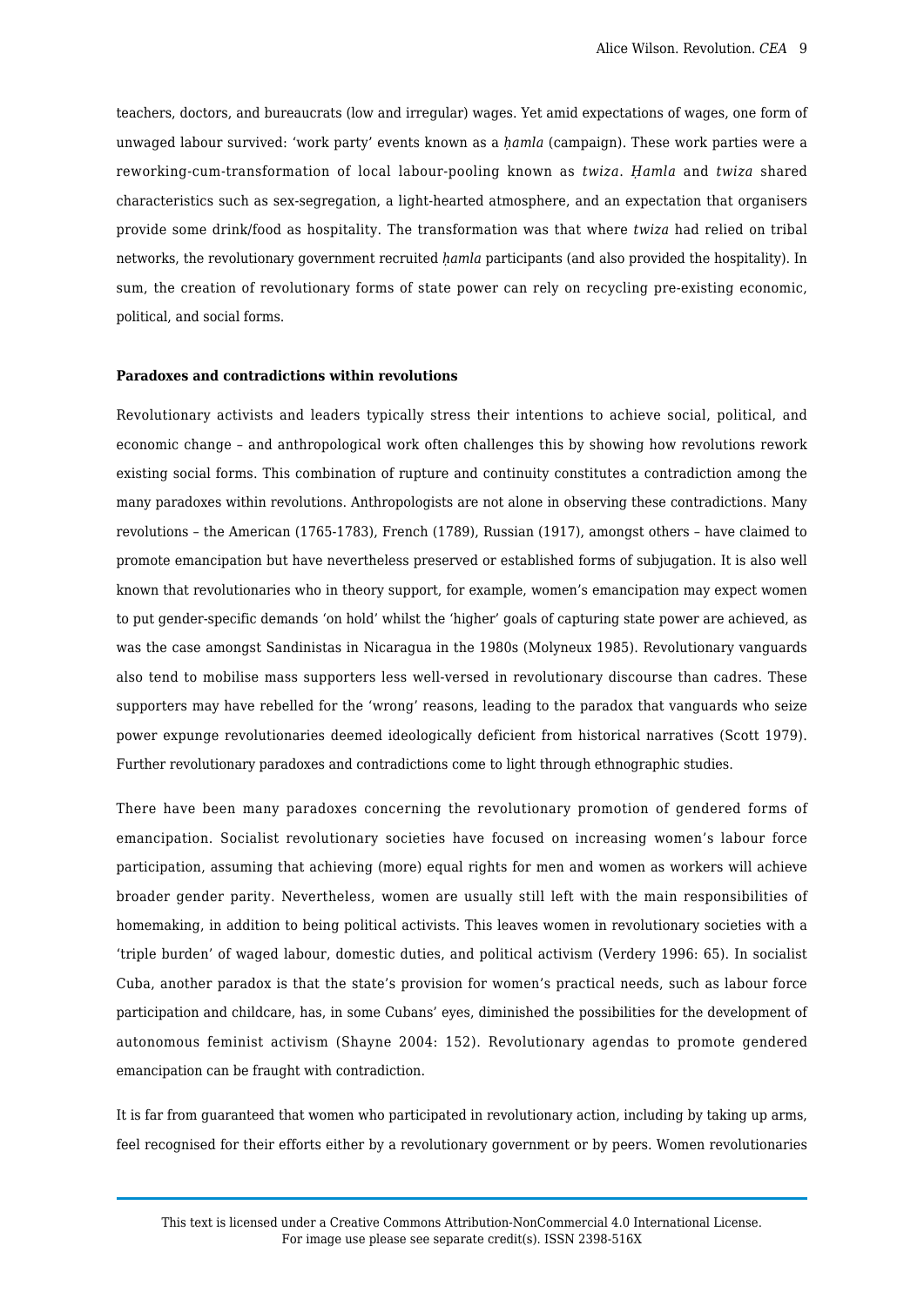teachers, doctors, and bureaucrats (low and irregular) wages. Yet amid expectations of wages, one form of unwaged labour survived: 'work party' events known as a *ḥamla* (campaign). These work parties were a reworking-cum-transformation of local labour-pooling known as *twiza*. *Ḥamla* and *twiza* shared characteristics such as sex-segregation, a light-hearted atmosphere, and an expectation that organisers provide some drink/food as hospitality. The transformation was that where *twiza* had relied on tribal networks, the revolutionary government recruited *ḥamla* participants (and also provided the hospitality). In sum, the creation of revolutionary forms of state power can rely on recycling pre-existing economic, political, and social forms.

**Paradoxes and contradictions within revolutions**

Revolutionary activists and leaders typically stress their intentions to achieve social, political, and economic change – and anthropological work often challenges this by showing how revolutions rework existing social forms. This combination of rupture and continuity constitutes a contradiction among the many paradoxes within revolutions. Anthropologists are not alone in observing these contradictions. Many revolutions – the American (1765-1783), French (1789), Russian (1917), amongst others – have claimed to promote emancipation but have nevertheless preserved or established forms of subjugation. It is also well known that revolutionaries who in theory support, for example, women's emancipation may expect women to put gender-specific demands 'on hold' whilst the 'higher' goals of capturing state power are achieved, as was the case amongst Sandinistas in Nicaragua in the 1980s (Molyneux 1985). Revolutionary vanguards also tend to mobilise mass supporters less well-versed in revolutionary discourse than cadres. These supporters may have rebelled for the 'wrong' reasons, leading to the paradox that vanguards who seize power expunge revolutionaries deemed ideologically deficient from historical narratives (Scott 1979). Further revolutionary paradoxes and contradictions come to light through ethnographic studies.

There have been many paradoxes concerning the revolutionary promotion of gendered forms of emancipation. Socialist revolutionary societies have focused on increasing women's labour force participation, assuming that achieving (more) equal rights for men and women as workers will achieve broader gender parity. Nevertheless, women are usually still left with the main responsibilities of homemaking, in addition to being political activists. This leaves women in revolutionary societies with a 'triple burden' of waged labour, domestic duties, and political activism (Verdery 1996: 65). In socialist Cuba, another paradox is that the state's provision for women's practical needs, such as labour force participation and childcare, has, in some Cubans' eyes, diminished the possibilities for the development of autonomous feminist activism (Shayne 2004: 152). Revolutionary agendas to promote gendered emancipation can be fraught with contradiction.

It is far from guaranteed that women who participated in revolutionary action, including by taking up arms, feel recognised for their efforts either by a revolutionary government or by peers. Women revolutionaries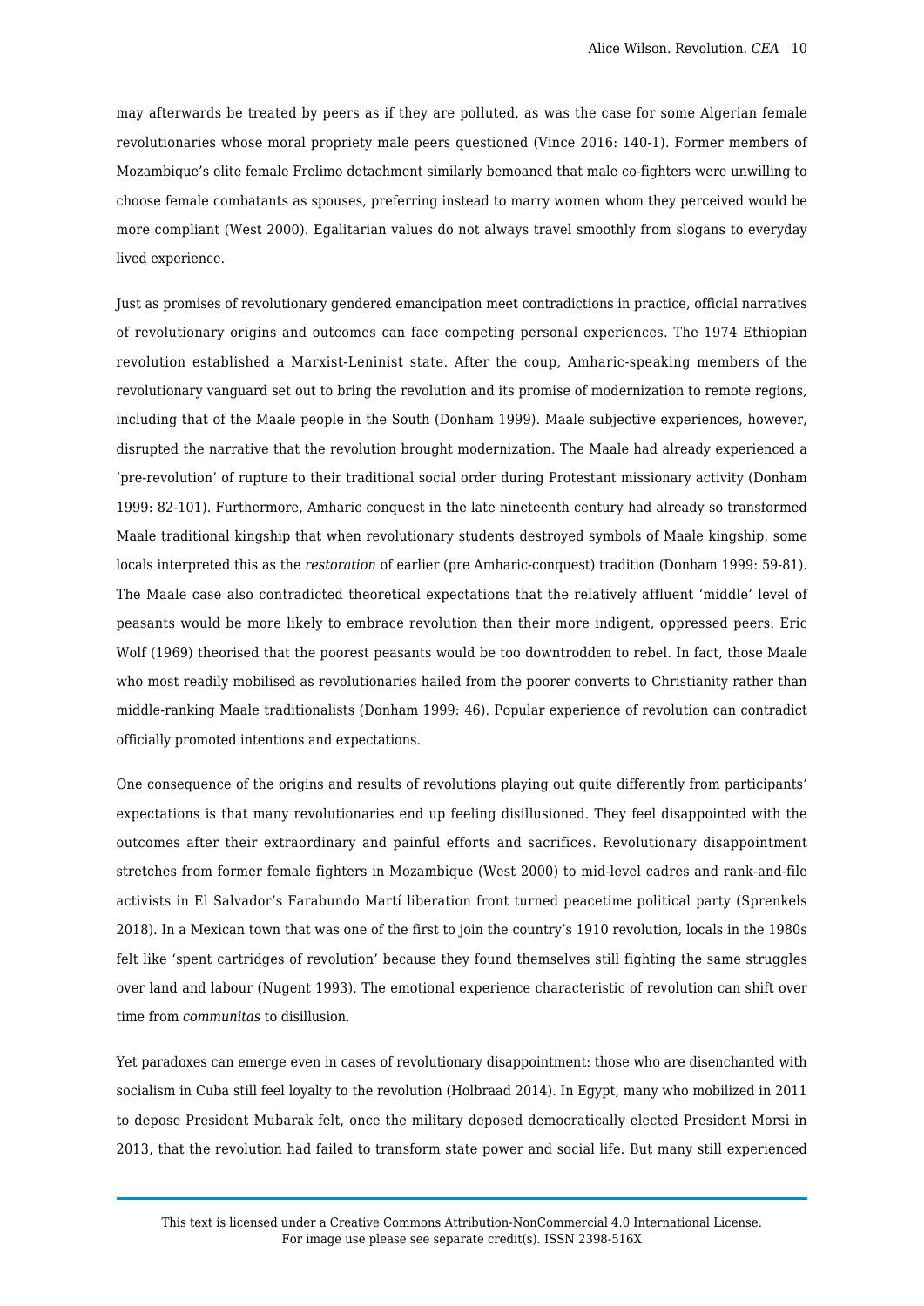may afterwards be treated by peers as if they are polluted, as was the case for some Algerian female revolutionaries whose moral propriety male peers questioned (Vince 2016: 140-1). Former members of Mozambique's elite female Frelimo detachment similarly bemoaned that male co-fighters were unwilling to choose female combatants as spouses, preferring instead to marry women whom they perceived would be more compliant (West 2000). Egalitarian values do not always travel smoothly from slogans to everyday lived experience.

Just as promises of revolutionary gendered emancipation meet contradictions in practice, official narratives of revolutionary origins and outcomes can face competing personal experiences. The 1974 Ethiopian revolution established a Marxist-Leninist state. After the coup, Amharic-speaking members of the revolutionary vanguard set out to bring the revolution and its promise of modernization to remote regions, including that of the Maale people in the South (Donham 1999). Maale subjective experiences, however, disrupted the narrative that the revolution brought modernization. The Maale had already experienced a 'pre-revolution' of rupture to their traditional social order during Protestant missionary activity (Donham 1999: 82-101). Furthermore, Amharic conquest in the late nineteenth century had already so transformed Maale traditional kingship that when revolutionary students destroyed symbols of Maale kingship, some locals interpreted this as the *restoration* of earlier (pre Amharic-conquest) tradition (Donham 1999: 59-81). The Maale case also contradicted theoretical expectations that the relatively affluent 'middle' level of peasants would be more likely to embrace revolution than their more indigent, oppressed peers. Eric Wolf (1969) theorised that the poorest peasants would be too downtrodden to rebel. In fact, those Maale who most readily mobilised as revolutionaries hailed from the poorer converts to Christianity rather than middle-ranking Maale traditionalists (Donham 1999: 46). Popular experience of revolution can contradict officially promoted intentions and expectations.

One consequence of the origins and results of revolutions playing out quite differently from participants' expectations is that many revolutionaries end up feeling disillusioned. They feel disappointed with the outcomes after their extraordinary and painful efforts and sacrifices. Revolutionary disappointment stretches from former female fighters in Mozambique (West 2000) to mid-level cadres and rank-and-file activists in El Salvador's Farabundo Martí liberation front turned peacetime political party (Sprenkels 2018). In a Mexican town that was one of the first to join the country's 1910 revolution, locals in the 1980s felt like 'spent cartridges of revolution' because they found themselves still fighting the same struggles over land and labour (Nugent 1993). The emotional experience characteristic of revolution can shift over time from *communitas* to disillusion.

Yet paradoxes can emerge even in cases of revolutionary disappointment: those who are disenchanted with socialism in Cuba still feel loyalty to the revolution (Holbraad 2014). In Egypt, many who mobilized in 2011 to depose President Mubarak felt, once the military deposed democratically elected President Morsi in 2013, that the revolution had failed to transform state power and social life. But many still experienced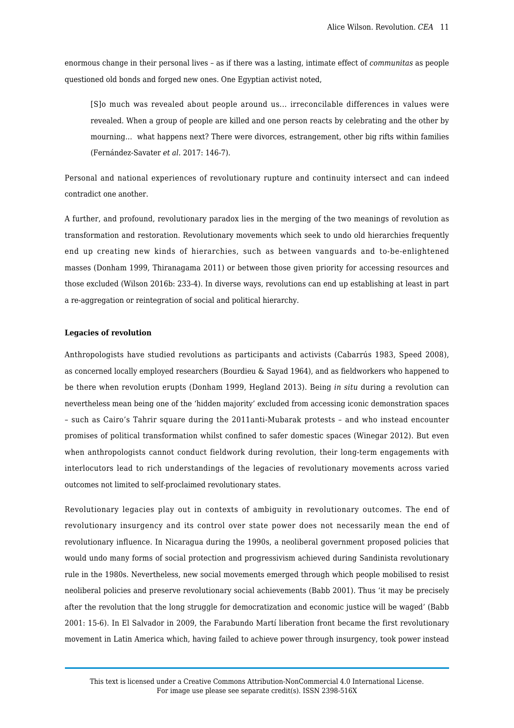enormous change in their personal lives – as if there was a lasting, intimate effect of *communitas* as people questioned old bonds and forged new ones. One Egyptian activist noted,

> [S]o much was revealed about people around us… irreconcilable differences in values were revealed. When a group of people are killed and one person reacts by celebrating and the other by mourning… what happens next? There were divorces, estrangement, other big rifts within families (Fernández-Savater *et al*. 2017: 146-7).

Personal and national experiences of revolutionary rupture and continuity intersect and can indeed contradict one another.

A further, and profound, revolutionary paradox lies in the merging of the two meanings of revolution as transformation and restoration. Revolutionary movements which seek to undo old hierarchies frequently end up creating new kinds of hierarchies, such as between vanguards and to-be-enlightened masses (Donham 1999, Thiranagama 2011) or between those given priority for accessing resources and those excluded (Wilson 2016b: 233-4). In diverse ways, revolutions can end up establishing at least in part a re-aggregation or reintegration of social and political hierarchy.

**Legacies of revolution**

Anthropologists have studied revolutions as participants and activists (Cabarrús 1983, Speed 2008), as concerned locally employed researchers (Bourdieu & Sayad 1964), and as fieldworkers who happened to be there when revolution erupts (Donham 1999, Hegland 2013). Being *in situ* during a revolution can nevertheless mean being one of the 'hidden majority' excluded from accessing iconic demonstration spaces – such as Cairo's Tahrir square during the 2011anti-Mubarak protests – and who instead encounter promises of political transformation whilst confined to safer domestic spaces (Winegar 2012). But even when anthropologists cannot conduct fieldwork during revolution, their long-term engagements with interlocutors lead to rich understandings of the legacies of revolutionary movements across varied outcomes not limited to self-proclaimed revolutionary states.

Revolutionary legacies play out in contexts of ambiguity in revolutionary outcomes. The end of revolutionary insurgency and its control over state power does not necessarily mean the end of revolutionary influence. In Nicaragua during the 1990s, a neoliberal government proposed policies that would undo many forms of social protection and progressivism achieved during Sandinista revolutionary rule in the 1980s. Nevertheless, new social movements emerged through which people mobilised to resist neoliberal policies and preserve revolutionary social achievements (Babb 2001). Thus 'it may be precisely after the revolution that the long struggle for democratization and economic justice will be waged' (Babb 2001: 15-6). In El Salvador in 2009, the Farabundo Martí liberation front became the first revolutionary movement in Latin America which, having failed to achieve power through insurgency, took power instead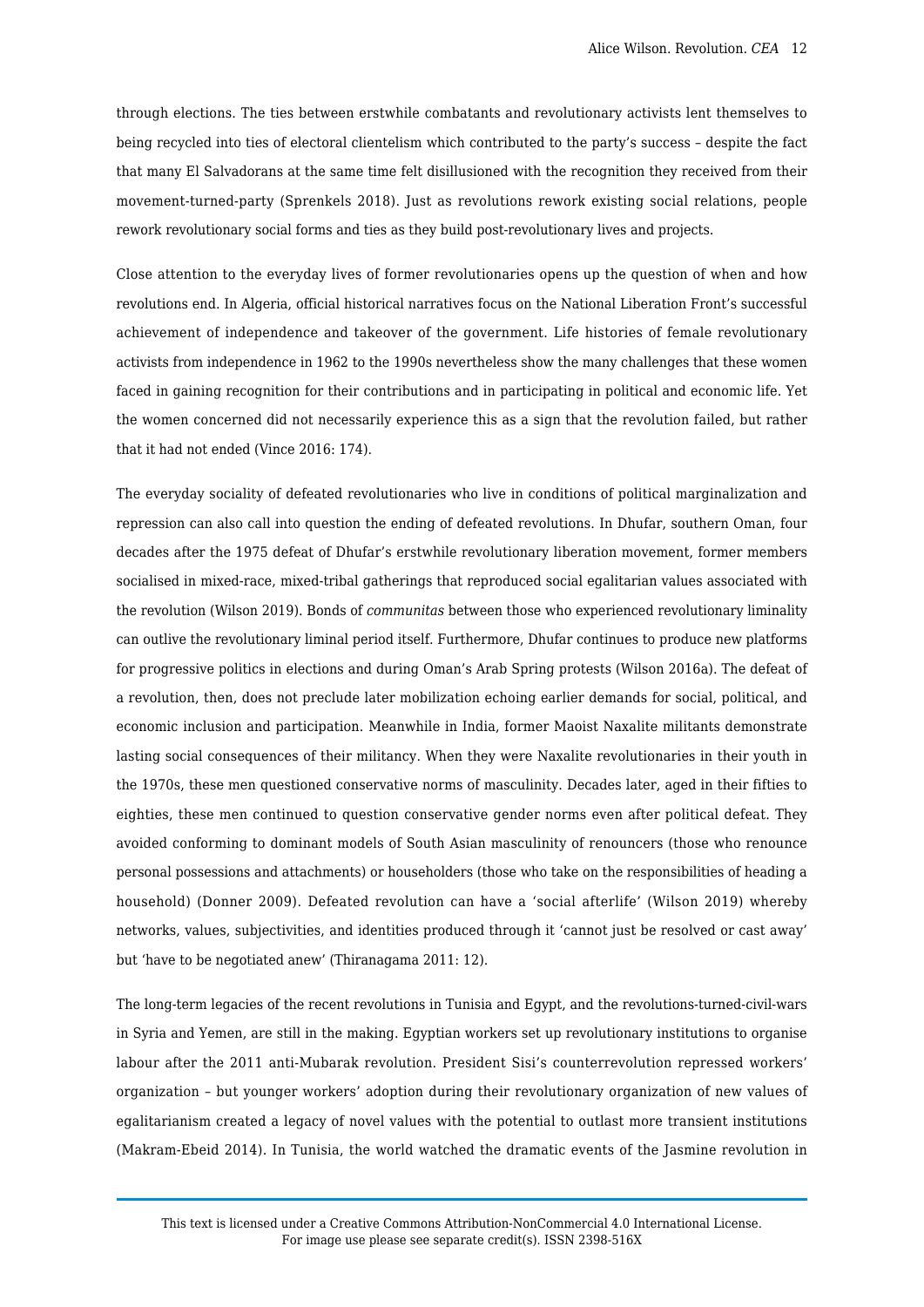through elections. The ties between erstwhile combatants and revolutionary activists lent themselves to being recycled into ties of electoral clientelism which contributed to the party's success – despite the fact that many El Salvadorans at the same time felt disillusioned with the recognition they received from their movement-turned-party (Sprenkels 2018). Just as revolutions rework existing social relations, people rework revolutionary social forms and ties as they build post-revolutionary lives and projects.

Close attention to the everyday lives of former revolutionaries opens up the question of when and how revolutions end. In Algeria, official historical narratives focus on the National Liberation Front's successful achievement of independence and takeover of the government. Life histories of female revolutionary activists from independence in 1962 to the 1990s nevertheless show the many challenges that these women faced in gaining recognition for their contributions and in participating in political and economic life. Yet the women concerned did not necessarily experience this as a sign that the revolution failed, but rather that it had not ended (Vince 2016: 174).

The everyday sociality of defeated revolutionaries who live in conditions of political marginalization and repression can also call into question the ending of defeated revolutions. In Dhufar, southern Oman, four decades after the 1975 defeat of Dhufar's erstwhile revolutionary liberation movement, former members socialised in mixed-race, mixed-tribal gatherings that reproduced social egalitarian values associated with the revolution (Wilson 2019). Bonds of *communitas* between those who experienced revolutionary liminality can outlive the revolutionary liminal period itself. Furthermore, Dhufar continues to produce new platforms for progressive politics in elections and during Oman's Arab Spring protests (Wilson 2016a). The defeat of a revolution, then, does not preclude later mobilization echoing earlier demands for social, political, and economic inclusion and participation. Meanwhile in India, former Maoist Naxalite militants demonstrate lasting social consequences of their militancy. When they were Naxalite revolutionaries in their youth in the 1970s, these men questioned conservative norms of masculinity. Decades later, aged in their fifties to eighties, these men continued to question conservative gender norms even after political defeat. They avoided conforming to dominant models of South Asian masculinity of renouncers (those who renounce personal possessions and attachments) or householders (those who take on the responsibilities of heading a household) (Donner 2009). Defeated revolution can have a 'social afterlife' (Wilson 2019) whereby networks, values, subjectivities, and identities produced through it 'cannot just be resolved or cast away' but 'have to be negotiated anew' (Thiranagama 2011: 12).

The long-term legacies of the recent revolutions in Tunisia and Egypt, and the revolutions-turned-civil-wars in Syria and Yemen, are still in the making. Egyptian workers set up revolutionary institutions to organise labour after the 2011 anti-Mubarak revolution. President Sisi's counterrevolution repressed workers' organization – but younger workers' adoption during their revolutionary organization of new values of egalitarianism created a legacy of novel values with the potential to outlast more transient institutions (Makram-Ebeid 2014). In Tunisia, the world watched the dramatic events of the Jasmine revolution in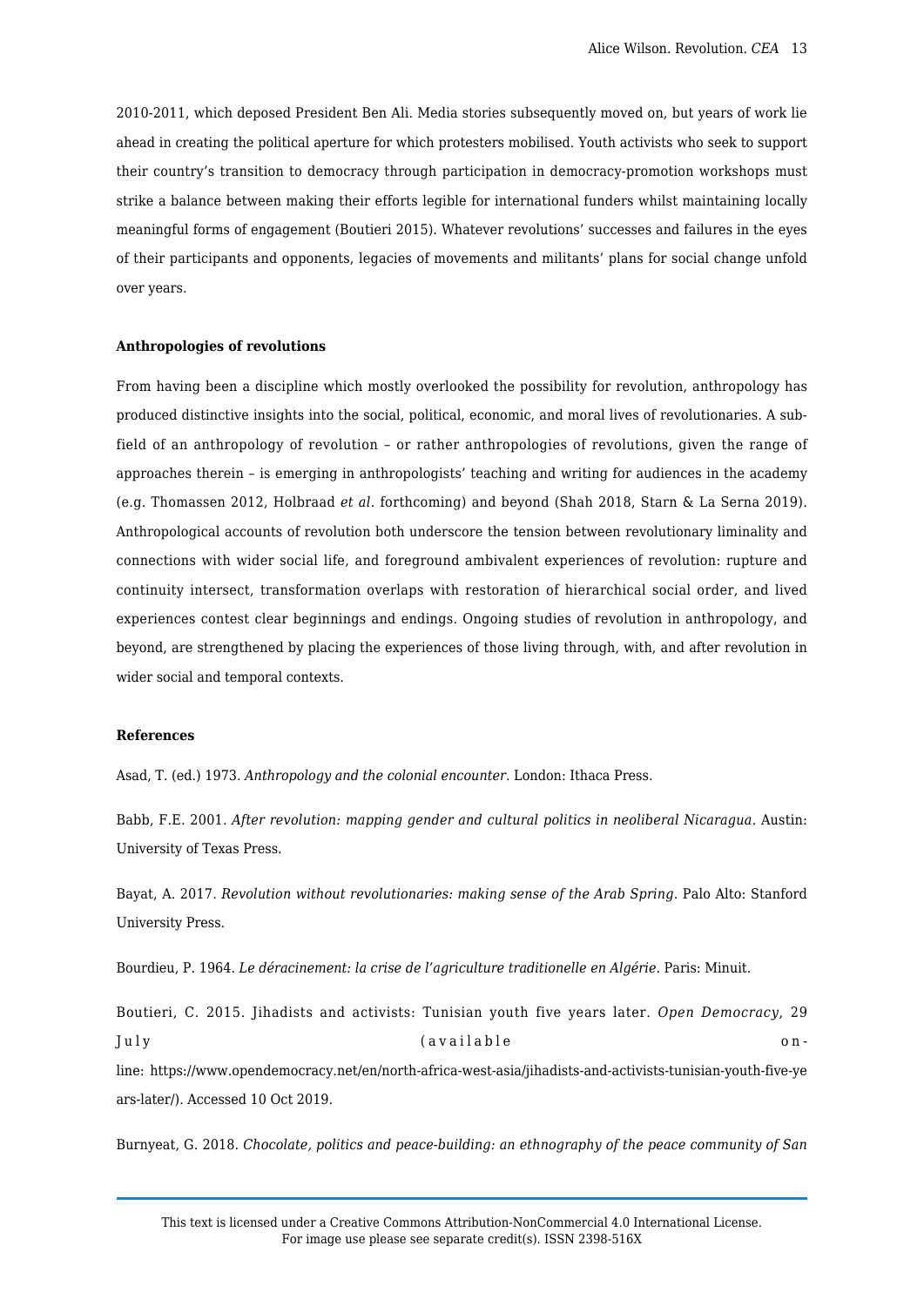2010-2011, which deposed President Ben Ali. Media stories subsequently moved on, but years of work lie ahead in creating the political aperture for which protesters mobilised. Youth activists who seek to support their country's transition to democracy through participation in democracy-promotion workshops must strike a balance between making their efforts legible for international funders whilst maintaining locally meaningful forms of engagement (Boutieri 2015). Whatever revolutions' successes and failures in the eyes of their participants and opponents, legacies of movements and militants' plans for social change unfold over years.

**Anthropologies of revolutions**

From having been a discipline which mostly overlooked the possibility for revolution, anthropology has produced distinctive insights into the social, political, economic, and moral lives of revolutionaries. A sub-field of an anthropology of revolution – or rather anthropologies of revolutions, given the range of approaches therein – is emerging in anthropologists' teaching and writing for audiences in the academy (e.g. Thomassen 2012, Holbraad *et al*. forthcoming) and beyond (Shah 2018, Starn & La Serna 2019). Anthropological accounts of revolution both underscore the tension between revolutionary liminality and connections with wider social life, and foreground ambivalent experiences of revolution: rupture and continuity intersect, transformation overlaps with restoration of hierarchical social order, and lived experiences contest clear beginnings and endings. Ongoing studies of revolution in anthropology, and beyond, are strengthened by placing the experiences of those living through, with, and after revolution in wider social and temporal contexts.

**References**

Asad, T. (ed.) 1973. *Anthropology and the colonial encounter*. London: Ithaca Press.

Babb, F.E. 2001. *After revolution: mapping gender and cultural politics in neoliberal Nicaragua*. Austin: University of Texas Press.

Bayat, A. 2017. *Revolution without revolutionaries: making sense of the Arab Spring*. Palo Alto: Stanford University Press.

Bourdieu, P. 1964. *Le déracinement: la crise de l'agriculture traditionelle en Algérie*. Paris: Minuit.

Boutieri, C. 2015. Jihadists and activists: Tunisian youth five years later. *Open Democracy*, 29 July (available on-line: https://www.opendemocracy.net/en/north-africa-west-asia/jihadists-and-activists-tunisian-youth-five-years-later/). Accessed 10 Oct 2019.

Burnyeat, G. 2018. *Chocolate, politics and peace-building: an ethnography of the peace community of San*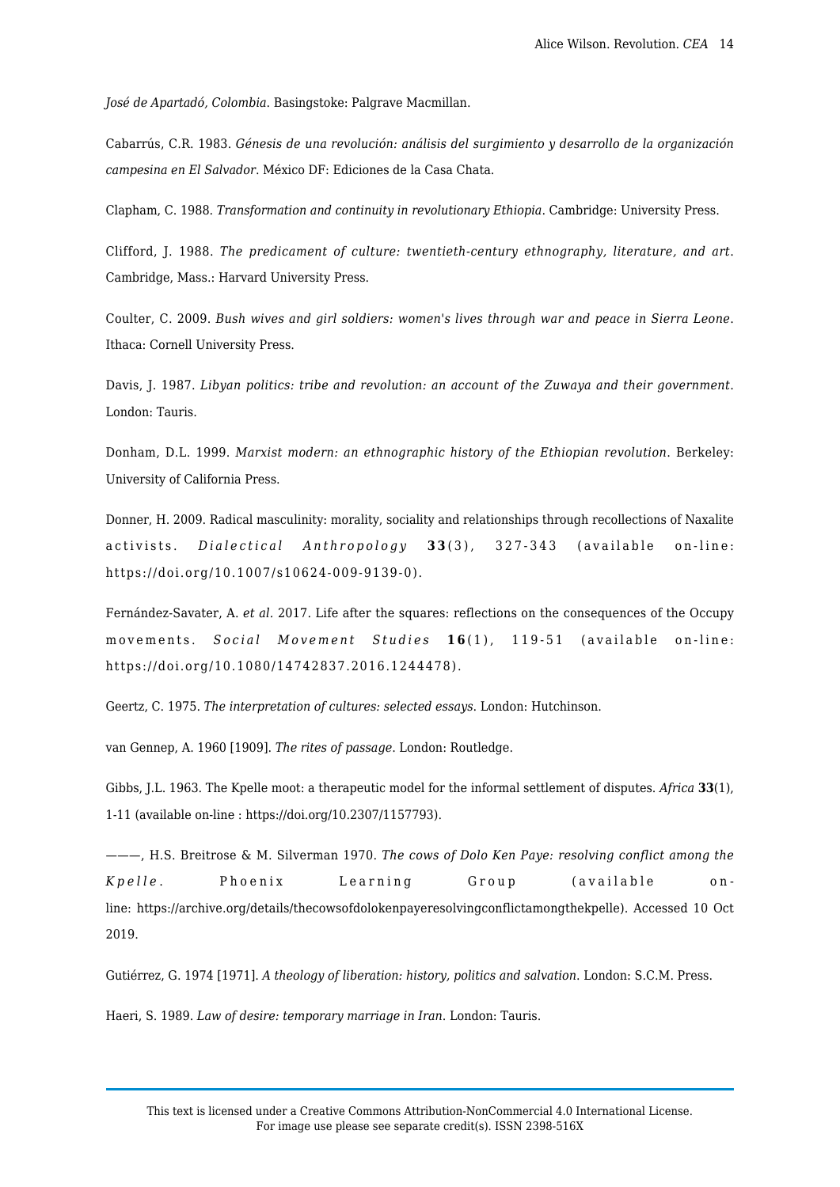*José de Apartadó, Colombia*. Basingstoke: Palgrave Macmillan.

Cabarrús, C.R. 1983. *Génesis de una revolución: análisis del surgimiento y desarrollo de la organización campesina en El Salvador*. México DF: Ediciones de la Casa Chata.

Clapham, C. 1988. *Transformation and continuity in revolutionary Ethiopia*. Cambridge: University Press.

Clifford, J. 1988. *The predicament of culture: twentieth-century ethnography, literature, and art*. Cambridge, Mass.: Harvard University Press.

Coulter, C. 2009. *Bush wives and girl soldiers: women's lives through war and peace in Sierra Leone*. Ithaca: Cornell University Press.

Davis, J. 1987. *Libyan politics: tribe and revolution: an account of the Zuwaya and their government*. London: Tauris.

Donham, D.L. 1999. *Marxist modern: an ethnographic history of the Ethiopian revolution*. Berkeley: University of California Press.

Donner, H. 2009. Radical masculinity: morality, sociality and relationships through recollections of Naxalite activists. *Dialectical Anthropology* **33**(3), 327-343 (available on-line: https://doi.org/10.1007/s10624-009-9139-0).

Fernández-Savater, A. *et al.* 2017. Life after the squares: reflections on the consequences of the Occupy movements. *Social Movement Studies* **16**(1), 119-51 (available on-line: https://doi.org/10.1080/14742837.2016.1244478).

Geertz, C. 1975. *The interpretation of cultures: selected essays*. London: Hutchinson.

van Gennep, A. 1960 [1909]. *The rites of passage*. London: Routledge.

Gibbs, J.L. 1963. The Kpelle moot: a therapeutic model for the informal settlement of disputes. *Africa* **33**(1), 1-11 (available on-line : https://doi.org/10.2307/1157793).

———, H.S. Breitrose & M. Silverman 1970. *The cows of Dolo Ken Paye: resolving conflict among the Kpelle*. Phoenix Learning Group (available on-line: https://archive.org/details/thecowsofdolokenpayeresolvingconflictamongthekpelle). Accessed 10 Oct 2019.

Gutiérrez, G. 1974 [1971]. *A theology of liberation: history, politics and salvation*. London: S.C.M. Press.

Haeri, S. 1989. *Law of desire: temporary marriage in Iran*. London: Tauris.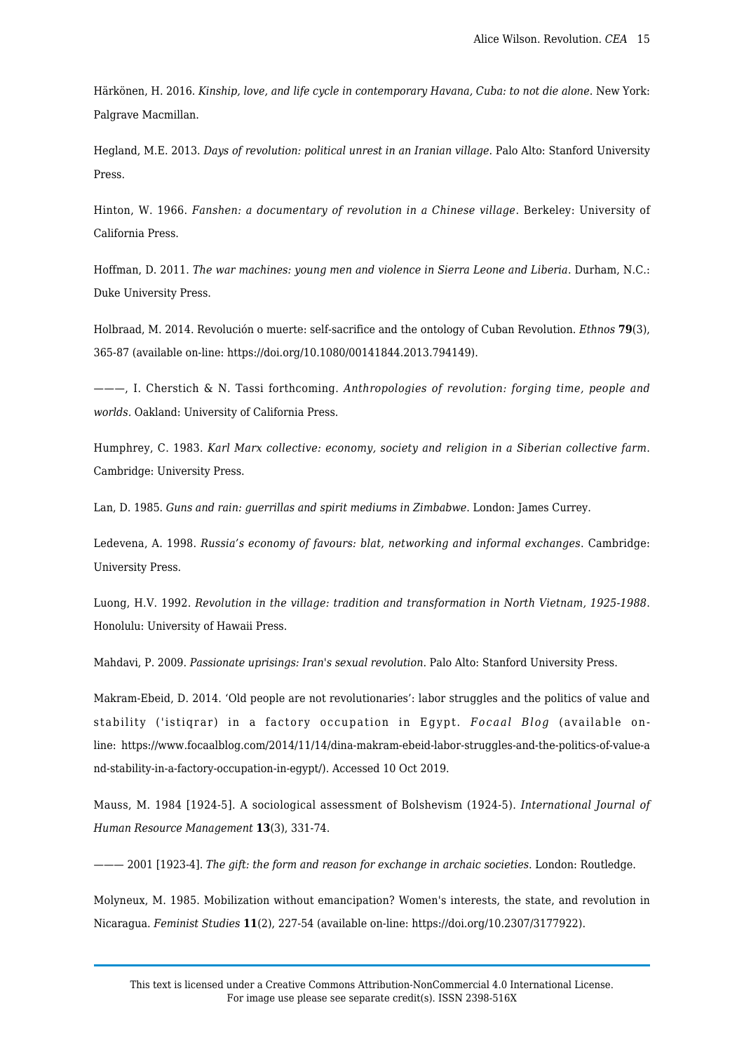Härkönen, H. 2016. *Kinship, love, and life cycle in contemporary Havana, Cuba: to not die alone*. New York: Palgrave Macmillan.

Hegland, M.E. 2013. *Days of revolution: political unrest in an Iranian village*. Palo Alto: Stanford University Press.

Hinton, W. 1966. *Fanshen: a documentary of revolution in a Chinese village*. Berkeley: University of California Press.

Hoffman, D. 2011. *The war machines: young men and violence in Sierra Leone and Liberia*. Durham, N.C.: Duke University Press.

Holbraad, M. 2014. Revolución o muerte: self-sacrifice and the ontology of Cuban Revolution. *Ethnos* **79**(3), 365-87 (available on-line: https://doi.org/10.1080/00141844.2013.794149).

———, I. Cherstich & N. Tassi forthcoming. *Anthropologies of revolution: forging time, people and worlds*. Oakland: University of California Press.

Humphrey, C. 1983. *Karl Marx collective: economy, society and religion in a Siberian collective farm*. Cambridge: University Press.

Lan, D. 1985. *Guns and rain: guerrillas and spirit mediums in Zimbabwe*. London: James Currey.

Ledevena, A. 1998. *Russia's economy of favours: blat, networking and informal exchanges*. Cambridge: University Press.

Luong, H.V. 1992. *Revolution in the village: tradition and transformation in North Vietnam, 1925-1988*. Honolulu: University of Hawaii Press.

Mahdavi, P. 2009. *Passionate uprisings: Iran's sexual revolution*. Palo Alto: Stanford University Press.

Makram-Ebeid, D. 2014. 'Old people are not revolutionaries': labor struggles and the politics of value and stability ('istiqrar) in a factory occupation in Egypt. *Focaal Blog* (available on-line: https://www.focaalblog.com/2014/11/14/dina-makram-ebeid-labor-struggles-and-the-politics-of-value-and-stability-in-a-factory-occupation-in-egypt/). Accessed 10 Oct 2019.

Mauss, M. 1984 [1924-5]. A sociological assessment of Bolshevism (1924-5). *International Journal of Human Resource Management* **13**(3), 331-74.

——— 2001 [1923-4]. *The gift: the form and reason for exchange in archaic societies.* London: Routledge.

Molyneux, M. 1985. Mobilization without emancipation? Women's interests, the state, and revolution in Nicaragua. *Feminist Studies* **11**(2), 227-54 (available on-line: https://doi.org/10.2307/3177922).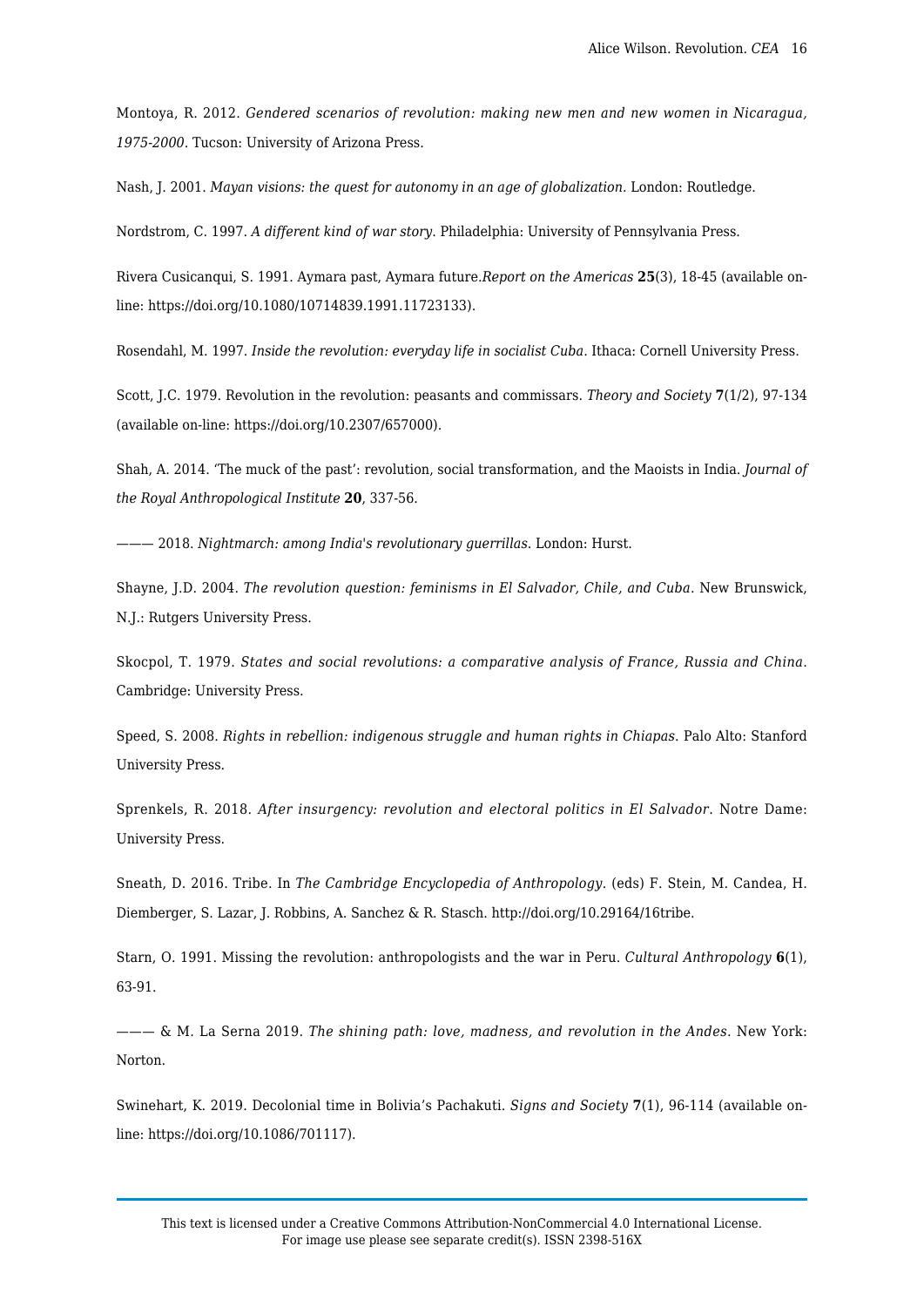Montoya, R. 2012. *Gendered scenarios of revolution: making new men and new women in Nicaragua, 1975-2000*. Tucson: University of Arizona Press.

Nash, J. 2001. *Mayan visions: the quest for autonomy in an age of globalization*. London: Routledge.

Nordstrom, C. 1997. *A different kind of war story*. Philadelphia: University of Pennsylvania Press.

Rivera Cusicanqui, S. 1991. Aymara past, Aymara future.*Report on the Americas* **25**(3), 18-45 (available on-line: https://doi.org/10.1080/10714839.1991.11723133).

Rosendahl, M. 1997. *Inside the revolution: everyday life in socialist Cuba*. Ithaca: Cornell University Press.

Scott, J.C. 1979. Revolution in the revolution: peasants and commissars. *Theory and Society* **7**(1/2), 97-134 (available on-line: https://doi.org/10.2307/657000).

Shah, A. 2014. 'The muck of the past': revolution, social transformation, and the Maoists in India. *Journal of the Royal Anthropological Institute* **20**, 337-56.

——— 2018. *Nightmarch: among India's revolutionary guerrillas*. London: Hurst.

Shayne, J.D. 2004. *The revolution question: feminisms in El Salvador, Chile, and Cuba*. New Brunswick, N.J.: Rutgers University Press.

Skocpol, T. 1979. *States and social revolutions: a comparative analysis of France, Russia and China*. Cambridge: University Press.

Speed, S. 2008. *Rights in rebellion: indigenous struggle and human rights in Chiapas*. Palo Alto: Stanford University Press.

Sprenkels, R. 2018. *After insurgency: revolution and electoral politics in El Salvador*. Notre Dame: University Press.

Sneath, D. 2016. Tribe. In *The Cambridge Encyclopedia of Anthropology*. (eds) F. Stein, M. Candea, H. Diemberger, S. Lazar, J. Robbins, A. Sanchez & R. Stasch. http://doi.org/10.29164/16tribe.

Starn, O. 1991. Missing the revolution: anthropologists and the war in Peru. *Cultural Anthropology* **6**(1), 63-91.

——— & M. La Serna 2019. *The shining path: love, madness, and revolution in the Andes*. New York: Norton.

Swinehart, K. 2019. Decolonial time in Bolivia's Pachakuti. *Signs and Society* **7**(1), 96-114 (available on-line: https://doi.org/10.1086/701117).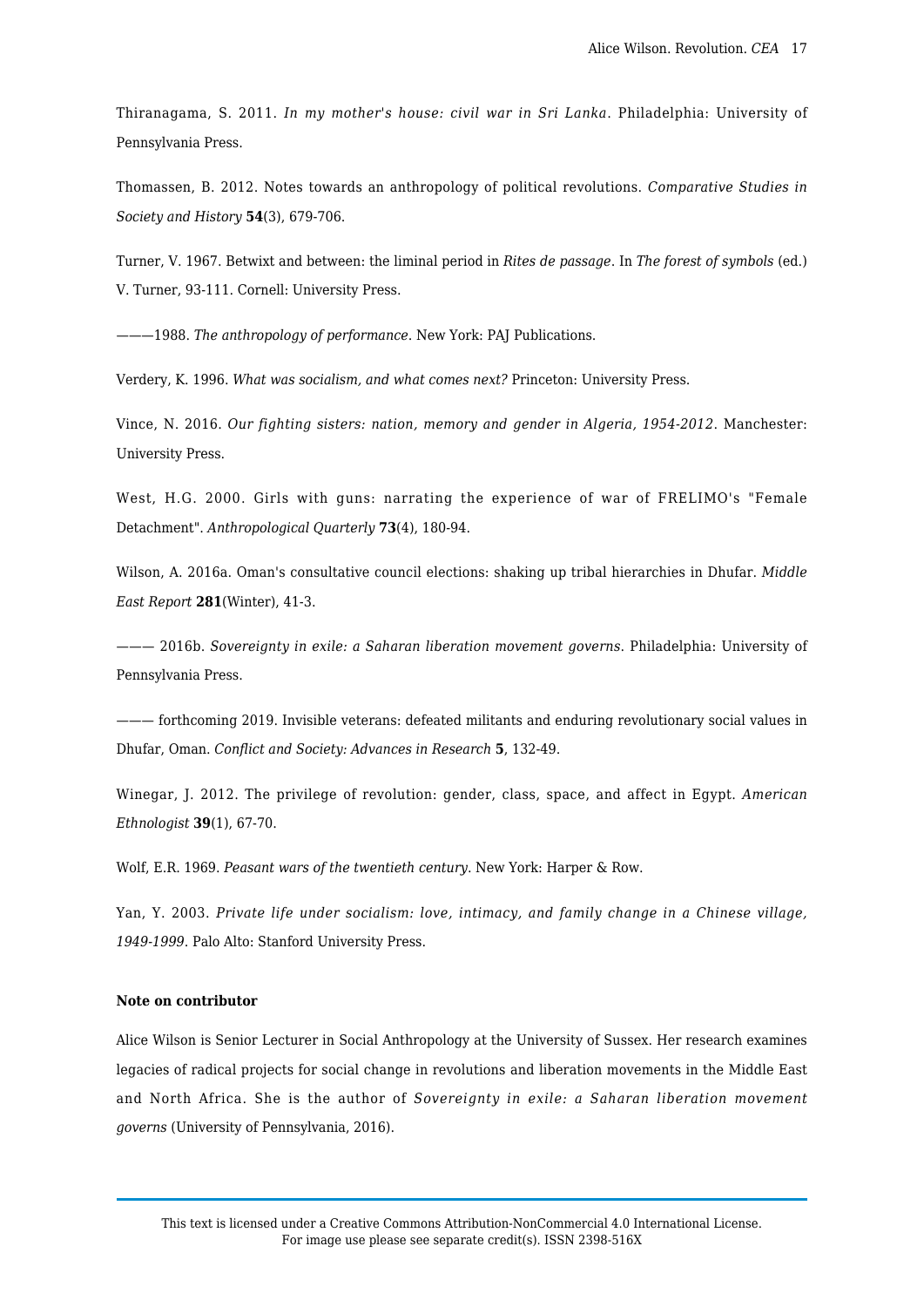Thiranagama, S. 2011. *In my mother's house: civil war in Sri Lanka*. Philadelphia: University of Pennsylvania Press.

Thomassen, B. 2012. Notes towards an anthropology of political revolutions. *Comparative Studies in Society and History* **54**(3), 679-706.

Turner, V. 1967. Betwixt and between: the liminal period in *Rites de passage*. In *The forest of symbols* (ed.) V. Turner, 93-111. Cornell: University Press.

———1988. *The anthropology of performance*. New York: PAJ Publications.

Verdery, K. 1996. *What was socialism, and what comes next?* Princeton: University Press.

Vince, N. 2016. *Our fighting sisters: nation, memory and gender in Algeria, 1954-2012*. Manchester: University Press.

West, H.G. 2000. Girls with guns: narrating the experience of war of FRELIMO's "Female Detachment". *Anthropological Quarterly* **73**(4), 180-94.

Wilson, A. 2016a. Oman's consultative council elections: shaking up tribal hierarchies in Dhufar. *Middle East Report* **281**(Winter), 41-3.

——— 2016b. *Sovereignty in exile: a Saharan liberation movement governs*. Philadelphia: University of Pennsylvania Press.

——— forthcoming 2019. Invisible veterans: defeated militants and enduring revolutionary social values in Dhufar, Oman. *Conflict and Society: Advances in Research* **5**, 132-49.

Winegar, J. 2012. The privilege of revolution: gender, class, space, and affect in Egypt. *American Ethnologist* **39**(1), 67-70.

Wolf, E.R. 1969. *Peasant wars of the twentieth century*. New York: Harper & Row.

Yan, Y. 2003. *Private life under socialism: love, intimacy, and family change in a Chinese village, 1949-1999*. Palo Alto: Stanford University Press.

**Note on contributor**

Alice Wilson is Senior Lecturer in Social Anthropology at the University of Sussex. Her research examines legacies of radical projects for social change in revolutions and liberation movements in the Middle East and North Africa. She is the author of *Sovereignty in exile: a Saharan liberation movement governs* (University of Pennsylvania, 2016).

This text is licensed under a Creative Commons Attribution-NonCommercial 4.0 International License. For image use please see separate credit(s). ISSN 2398-516X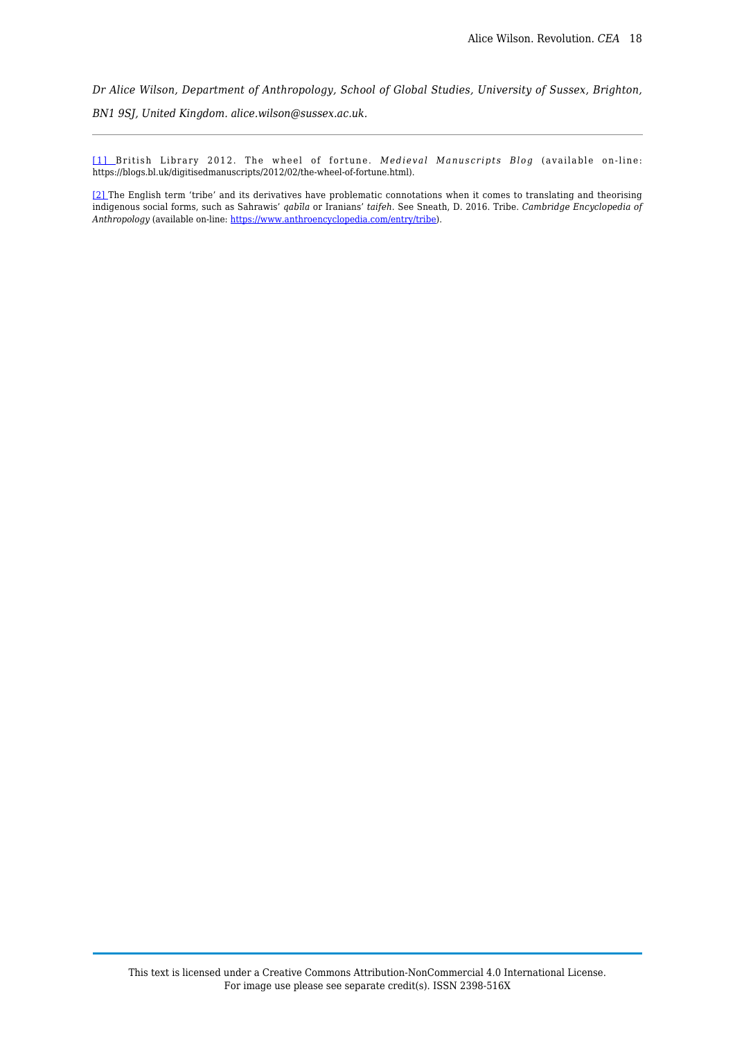*Dr Alice Wilson, Department of Anthropology, School of Global Studies, University of Sussex, Brighton, BN1 9SJ, United Kingdom. alice.wilson@sussex.ac.uk.*

---

[1] British Library 2012. The wheel of fortune. *Medieval Manuscripts Blog* (available on-line: https://blogs.bl.uk/digitisedmanuscripts/2012/02/the-wheel-of-fortune.html).

[2] The English term 'tribe' and its derivatives have problematic connotations when it comes to translating and theorising indigenous social forms, such as Sahrawis' *qabīla* or Iranians' *taifeh*. See Sneath, D. 2016. Tribe. *Cambridge Encyclopedia of Anthropology* (available on-line: https://www.anthroencyclopedia.com/entry/tribe).

This text is licensed under a Creative Commons Attribution-NonCommercial 4.0 International License. For image use please see separate credit(s). ISSN 2398-516X